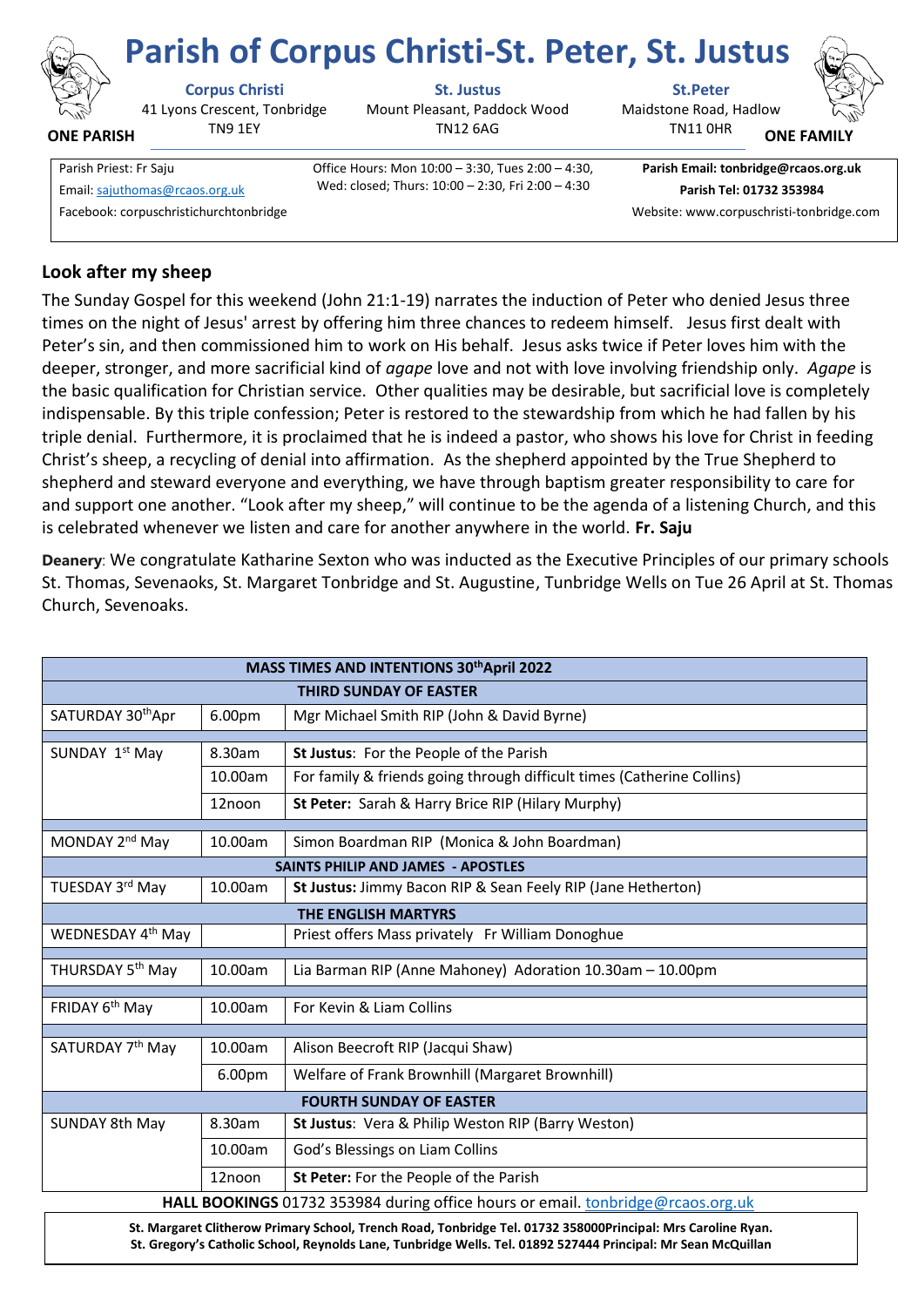# Parish of Corpus Christi-St. Peter, St. Justus

**ONE PARISH** — **ONE FAMILY**

**Corpus Christi**
41 Lyons Crescent, Tonbridge
TN9 1EY

**St. Justus**
Mount Pleasant, Paddock Wood
TN12 6AG

**St.Peter**
Maidstone Road, Hadlow
TN11 0HR

Parish Priest: Fr Saju
Email: sajuthomas@rcaos.org.uk
Facebook: corpuschristichurchtonbridge

Office Hours: Mon 10:00 – 3:30, Tues 2:00 – 4:30, Wed: closed; Thurs: 10:00 – 2:30, Fri 2:00 – 4:30

**Parish Email: tonbridge@rcaos.org.uk**
**Parish Tel: 01732 353984**
Website: www.corpuschristi-tonbridge.com

## Look after my sheep

The Sunday Gospel for this weekend (John 21:1-19) narrates the induction of Peter who denied Jesus three times on the night of Jesus' arrest by offering him three chances to redeem himself. Jesus first dealt with Peter's sin, and then commissioned him to work on His behalf. Jesus asks twice if Peter loves him with the deeper, stronger, and more sacrificial kind of *agape* love and not with love involving friendship only. *Agape* is the basic qualification for Christian service. Other qualities may be desirable, but sacrificial love is completely indispensable. By this triple confession; Peter is restored to the stewardship from which he had fallen by his triple denial. Furthermore, it is proclaimed that he is indeed a pastor, who shows his love for Christ in feeding Christ's sheep, a recycling of denial into affirmation. As the shepherd appointed by the True Shepherd to shepherd and steward everyone and everything, we have through baptism greater responsibility to care for and support one another. "Look after my sheep," will continue to be the agenda of a listening Church, and this is celebrated whenever we listen and care for another anywhere in the world. **Fr. Saju**

**Deanery**: We congratulate Katharine Sexton who was inducted as the Executive Principles of our primary schools St. Thomas, Sevenaoks, St. Margaret Tonbridge and St. Augustine, Tunbridge Wells on Tue 26 April at St. Thomas Church, Sevenoaks.

| **MASS TIMES AND INTENTIONS 30th April 2022** | | |
|---|---|---|
| **THIRD SUNDAY OF EASTER** | | |
| SATURDAY 30th Apr | 6.00pm | Mgr Michael Smith RIP (John & David Byrne) |
| SUNDAY 1st May | 8.30am | **St Justus**: For the People of the Parish |
| | 10.00am | For family & friends going through difficult times (Catherine Collins) |
| | 12noon | **St Peter:** Sarah & Harry Brice RIP (Hilary Murphy) |
| MONDAY 2nd May | 10.00am | Simon Boardman RIP (Monica & John Boardman) |
| **SAINTS PHILIP AND JAMES - APOSTLES** | | |
| TUESDAY 3rd May | 10.00am | **St Justus:** Jimmy Bacon RIP & Sean Feely RIP (Jane Hetherton) |
| **THE ENGLISH MARTYRS** | | |
| WEDNESDAY 4th May | | Priest offers Mass privately Fr William Donoghue |
| THURSDAY 5th May | 10.00am | Lia Barman RIP (Anne Mahoney) Adoration 10.30am – 10.00pm |
| FRIDAY 6th May | 10.00am | For Kevin & Liam Collins |
| SATURDAY 7th May | 10.00am | Alison Beecroft RIP (Jacqui Shaw) |
| | 6.00pm | Welfare of Frank Brownhill (Margaret Brownhill) |
| **FOURTH SUNDAY OF EASTER** | | |
| SUNDAY 8th May | 8.30am | **St Justus**: Vera & Philip Weston RIP (Barry Weston) |
| | 10.00am | God's Blessings on Liam Collins |
| | 12noon | **St Peter:** For the People of the Parish |

**HALL BOOKINGS** 01732 353984 during office hours or email. tonbridge@rcaos.org.uk

**St. Margaret Clitherow Primary School, Trench Road, Tonbridge Tel. 01732 358000Principal: Mrs Caroline Ryan.**
**St. Gregory's Catholic School, Reynolds Lane, Tunbridge Wells. Tel. 01892 527444 Principal: Mr Sean McQuillan**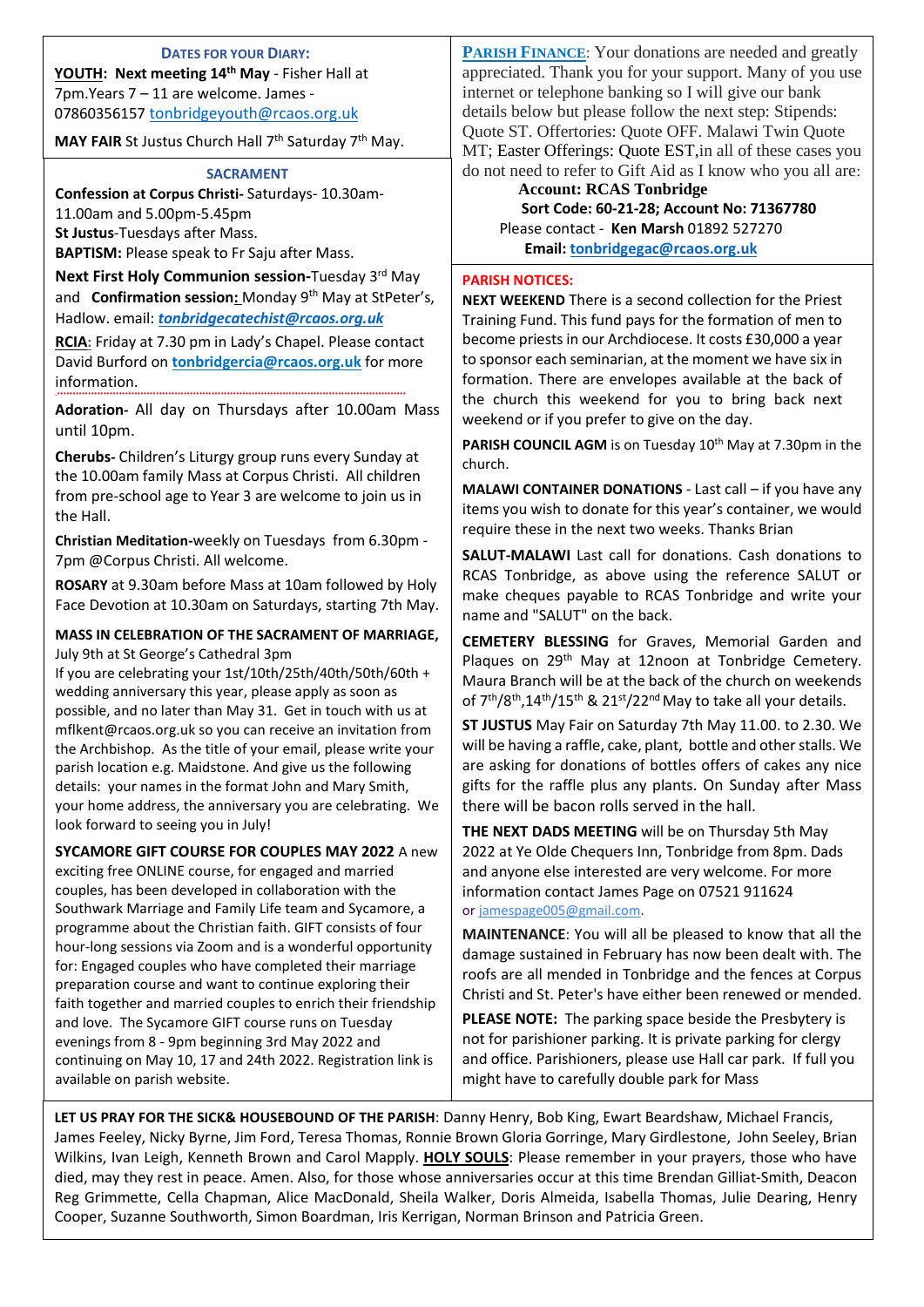### DATES FOR YOUR DIARY:

**YOUTH: Next meeting 14th May** - Fisher Hall at 7pm.Years 7 – 11 are welcome. James - 07860356157 tonbridgeyouth@rcaos.org.uk

**MAY FAIR** St Justus Church Hall 7th Saturday 7th May.

### SACRAMENT

**Confession at Corpus Christi-** Saturdays- 10.30am-11.00am and 5.00pm-5.45pm
**St Justus**-Tuesdays after Mass.
**BAPTISM:** Please speak to Fr Saju after Mass.

**Next First Holy Communion session-**Tuesday 3rd May and **Confirmation session:** Monday 9th May at StPeter's, Hadlow. email: ***tonbridgecatechist@rcaos.org.uk***

**RCIA**: Friday at 7.30 pm in Lady's Chapel. Please contact David Burford on **tonbridgercia@rcaos.org.uk** for more information.

**Adoration-** All day on Thursdays after 10.00am Mass until 10pm.

**Cherubs-** Children's Liturgy group runs every Sunday at the 10.00am family Mass at Corpus Christi. All children from pre-school age to Year 3 are welcome to join us in the Hall.

**Christian Meditation-**weekly on Tuesdays from 6.30pm - 7pm @Corpus Christi. All welcome.

**ROSARY** at 9.30am before Mass at 10am followed by Holy Face Devotion at 10.30am on Saturdays, starting 7th May.

**MASS IN CELEBRATION OF THE SACRAMENT OF MARRIAGE,** July 9th at St George's Cathedral 3pm
If you are celebrating your 1st/10th/25th/40th/50th/60th + wedding anniversary this year, please apply as soon as possible, and no later than May 31. Get in touch with us at mflkent@rcaos.org.uk so you can receive an invitation from the Archbishop. As the title of your email, please write your parish location e.g. Maidstone. And give us the following details: your names in the format John and Mary Smith, your home address, the anniversary you are celebrating. We look forward to seeing you in July!

**SYCAMORE GIFT COURSE FOR COUPLES MAY 2022** A new exciting free ONLINE course, for engaged and married couples, has been developed in collaboration with the Southwark Marriage and Family Life team and Sycamore, a programme about the Christian faith. GIFT consists of four hour-long sessions via Zoom and is a wonderful opportunity for: Engaged couples who have completed their marriage preparation course and want to continue exploring their faith together and married couples to enrich their friendship and love. The Sycamore GIFT course runs on Tuesday evenings from 8 - 9pm beginning 3rd May 2022 and continuing on May 10, 17 and 24th 2022. Registration link is available on parish website.

**PARISH FINANCE**: Your donations are needed and greatly appreciated. Thank you for your support. Many of you use internet or telephone banking so I will give our bank details below but please follow the next step: Stipends: Quote ST. Offertories: Quote OFF. Malawi Twin Quote MT; Easter Offerings: Quote EST,in all of these cases you do not need to refer to Gift Aid as I know who you all are:

**Account: RCAS Tonbridge**
**Sort Code: 60-21-28; Account No: 71367780**
Please contact - **Ken Marsh** 01892 527270
**Email: tonbridgegac@rcaos.org.uk**

### PARISH NOTICES:

**NEXT WEEKEND** There is a second collection for the Priest Training Fund. This fund pays for the formation of men to become priests in our Archdiocese. It costs £30,000 a year to sponsor each seminarian, at the moment we have six in formation. There are envelopes available at the back of the church this weekend for you to bring back next weekend or if you prefer to give on the day.

**PARISH COUNCIL AGM** is on Tuesday 10th May at 7.30pm in the church.

**MALAWI CONTAINER DONATIONS** - Last call – if you have any items you wish to donate for this year's container, we would require these in the next two weeks. Thanks Brian

**SALUT-MALAWI** Last call for donations. Cash donations to RCAS Tonbridge, as above using the reference SALUT or make cheques payable to RCAS Tonbridge and write your name and "SALUT" on the back.

**CEMETERY BLESSING** for Graves, Memorial Garden and Plaques on 29th May at 12noon at Tonbridge Cemetery. Maura Branch will be at the back of the church on weekends of 7th/8th,14th/15th & 21st/22nd May to take all your details.

**ST JUSTUS** May Fair on Saturday 7th May 11.00. to 2.30. We will be having a raffle, cake, plant, bottle and other stalls. We are asking for donations of bottles offers of cakes any nice gifts for the raffle plus any plants. On Sunday after Mass there will be bacon rolls served in the hall.

**THE NEXT DADS MEETING** will be on Thursday 5th May 2022 at Ye Olde Chequers Inn, Tonbridge from 8pm. Dads and anyone else interested are very welcome. For more information contact James Page on 07521 911624 or jamespage005@gmail.com.

**MAINTENANCE**: You will all be pleased to know that all the damage sustained in February has now been dealt with. The roofs are all mended in Tonbridge and the fences at Corpus Christi and St. Peter's have either been renewed or mended.

**PLEASE NOTE:** The parking space beside the Presbytery is not for parishioner parking. It is private parking for clergy and office. Parishioners, please use Hall car park. If full you might have to carefully double park for Mass

**LET US PRAY FOR THE SICK& HOUSEBOUND OF THE PARISH**: Danny Henry, Bob King, Ewart Beardshaw, Michael Francis, James Feeley, Nicky Byrne, Jim Ford, Teresa Thomas, Ronnie Brown Gloria Gorringe, Mary Girdlestone, John Seeley, Brian Wilkins, Ivan Leigh, Kenneth Brown and Carol Mapply. **HOLY SOULS**: Please remember in your prayers, those who have died, may they rest in peace. Amen. Also, for those whose anniversaries occur at this time Brendan Gilliat-Smith, Deacon Reg Grimmette, Cella Chapman, Alice MacDonald, Sheila Walker, Doris Almeida, Isabella Thomas, Julie Dearing, Henry Cooper, Suzanne Southworth, Simon Boardman, Iris Kerrigan, Norman Brinson and Patricia Green.